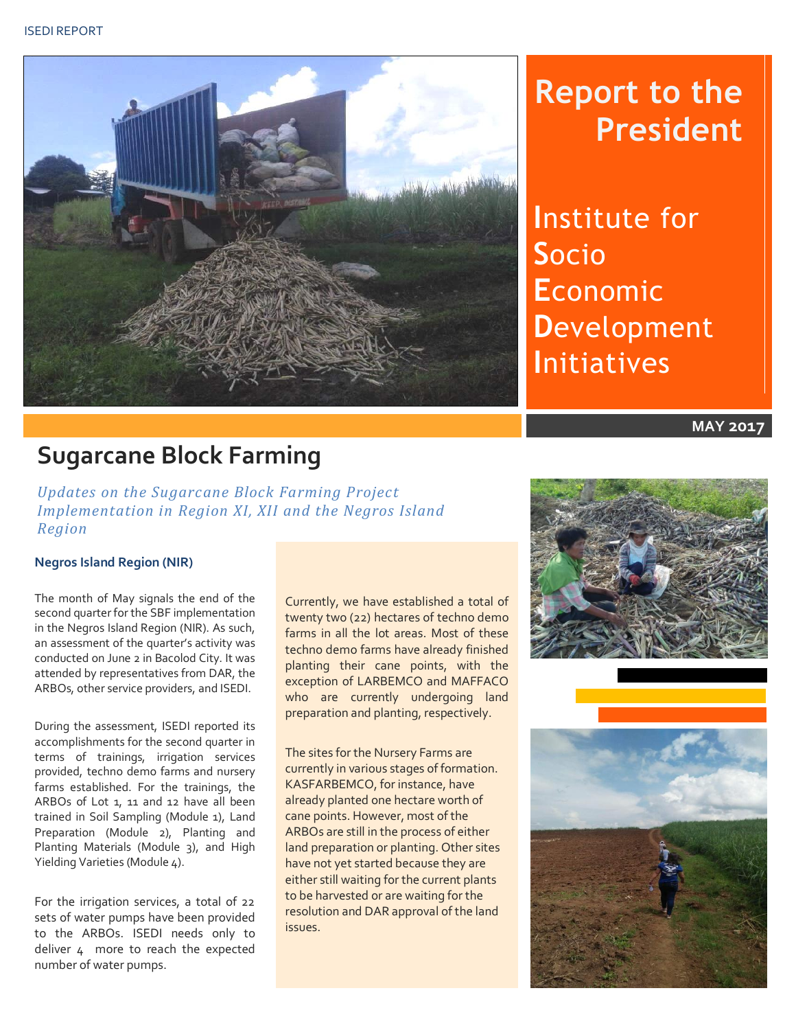# Report to the President

**I**nstitute for **S**ocio **E**conomic **D**evelopment **I**nitiatives

**MAY 2017**

## Sugarcane Block Farming

*Updates on the Sugarcane Block Farming Project Implementation in Region XI, XII and the Negros Island Region*

### Negros Island Region (NIR)

The month of May signals the end of the second quarter for the SBF implementation in the Negros Island Region (NIR). As such, an assessment of the quarter's activity was conducted on June 2 in Bacolod City. It was attended by representatives from DAR, the ARBOs, other service providers, and ISEDI.

During the assessment, ISEDI reported its accomplishments for the second quarter in terms of trainings, irrigation services provided, techno demo farms and nursery farms established. For the trainings, the ARBOs of Lot 1, 11 and 12 have all been trained in Soil Sampling (Module 1), Land Preparation (Module 2), Planting and Planting Materials (Module 3), and High Yielding Varieties (Module 4).

For the irrigation services, a total of 22 sets of water pumps have been provided to the ARBOs. ISEDI needs only to deliver 4 more to reach the expected number of water pumps.

Currently, we have established a total of twenty two (22) hectares of techno demo farms in all the lot areas. Most of these techno demo farms have already finished planting their cane points, with the exception of LARBEMCO and MAFFACO who are currently undergoing land preparation and planting, respectively.

The sites for the Nursery Farms are currently in various stages of formation. KASFARBEMCO, for instance, have already planted one hectare worth of cane points. However, most of the ARBOs are still in the process of either land preparation or planting. Other sites have not yet started because they are either still waiting for the current plants to be harvested or are waiting for the resolution and DAR approval of the land issues.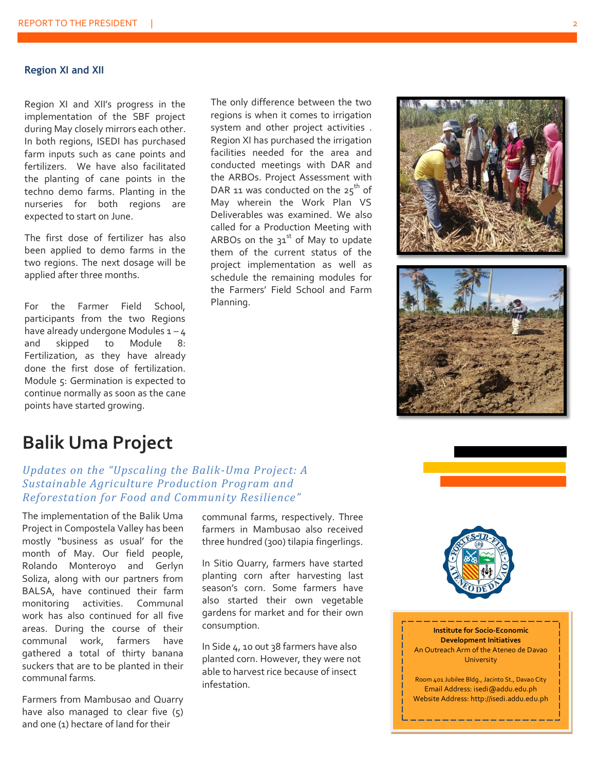## Region XI and XII

Region XI and XII's progress in the implementation of the SBF project during May closely mirrors each other. In both regions, ISEDI has purchased farm inputs such as cane points and fertilizers. We have also facilitated the planting of cane points in the techno demo farms. Planting in the nurseries for both regions are expected to start on June.

The first dose of fertilizer has also been applied to demo farms in the two regions. The next dosage will be applied after three months.

For the Farmer Field School, participants from the two Regions have already undergone Modules 1 – 4 and skipped to Module 8: Fertilization, as they have already done the first dose of fertilization. Module 5: Germination is expected to continue normally as soon as the cane points have started growing.

The only difference between the two regions is when it comes to irrigation system and other project activities . Region XI has purchased the irrigation facilities needed for the area and conducted meetings with DAR and the ARBOs. Project Assessment with DAR 11 was conducted on the 25th of May wherein the Work Plan VS Deliverables was examined. We also called for a Production Meeting with ARBOs on the 31st of May to update them of the current status of the project implementation as well as schedule the remaining modules for the Farmers' Field School and Farm Planning.

# Balik Uma Project

*Updates on the "Upscaling the Balik-Uma Project: A Sustainable Agriculture Production Program and Reforestation for Food and Community Resilience"*

The implementation of the Balik Uma Project in Compostela Valley has been mostly "business as usual' for the month of May. Our field people, Rolando Monteroyo and Gerlyn Soliza, along with our partners from BALSA, have continued their farm monitoring activities. Communal work has also continued for all five areas. During the course of their communal work, farmers have gathered a total of thirty banana suckers that are to be planted in their communal farms.

Farmers from Mambusao and Quarry have also managed to clear five (5) and one (1) hectare of land for their communal farms, respectively. Three farmers in Mambusao also received three hundred (300) tilapia fingerlings.

In Sitio Quarry, farmers have started planting corn after harvesting last season's corn. Some farmers have also started their own vegetable gardens for market and for their own consumption.

In Side 4, 10 out 38 farmers have also planted corn. However, they were not able to harvest rice because of insect infestation.

**Institute for Socio-Economic Development Initiatives**
An Outreach Arm of the Ateneo de Davao University

Room 401 Jubilee Bldg., Jacinto St., Davao City
Email Address: isedi@addu.edu.ph
Website Address: http://isedi.addu.edu.ph